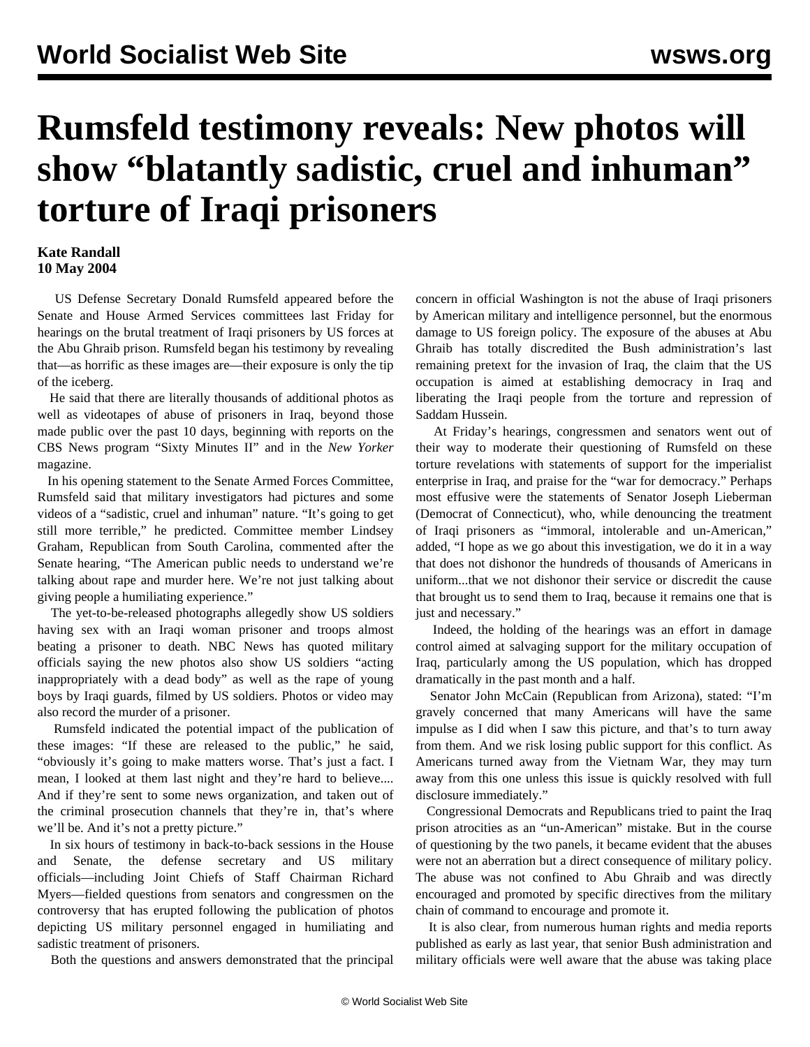# Rumsfeld testimony reveals: New photos will show "blatantly sadistic, cruel and inhuman" torture of Iraqi prisoners

**Kate Randall**
**10 May 2004**

US Defense Secretary Donald Rumsfeld appeared before the Senate and House Armed Services committees last Friday for hearings on the brutal treatment of Iraqi prisoners by US forces at the Abu Ghraib prison. Rumsfeld began his testimony by revealing that—as horrific as these images are—their exposure is only the tip of the iceberg.

He said that there are literally thousands of additional photos as well as videotapes of abuse of prisoners in Iraq, beyond those made public over the past 10 days, beginning with reports on the CBS News program "Sixty Minutes II" and in the *New Yorker* magazine.

In his opening statement to the Senate Armed Forces Committee, Rumsfeld said that military investigators had pictures and some videos of a "sadistic, cruel and inhuman" nature. "It's going to get still more terrible," he predicted. Committee member Lindsey Graham, Republican from South Carolina, commented after the Senate hearing, "The American public needs to understand we're talking about rape and murder here. We're not just talking about giving people a humiliating experience."

The yet-to-be-released photographs allegedly show US soldiers having sex with an Iraqi woman prisoner and troops almost beating a prisoner to death. NBC News has quoted military officials saying the new photos also show US soldiers "acting inappropriately with a dead body" as well as the rape of young boys by Iraqi guards, filmed by US soldiers. Photos or video may also record the murder of a prisoner.

Rumsfeld indicated the potential impact of the publication of these images: "If these are released to the public," he said, "obviously it's going to make matters worse. That's just a fact. I mean, I looked at them last night and they're hard to believe.... And if they're sent to some news organization, and taken out of the criminal prosecution channels that they're in, that's where we'll be. And it's not a pretty picture."

In six hours of testimony in back-to-back sessions in the House and Senate, the defense secretary and US military officials—including Joint Chiefs of Staff Chairman Richard Myers—fielded questions from senators and congressmen on the controversy that has erupted following the publication of photos depicting US military personnel engaged in humiliating and sadistic treatment of prisoners.

Both the questions and answers demonstrated that the principal concern in official Washington is not the abuse of Iraqi prisoners by American military and intelligence personnel, but the enormous damage to US foreign policy. The exposure of the abuses at Abu Ghraib has totally discredited the Bush administration's last remaining pretext for the invasion of Iraq, the claim that the US occupation is aimed at establishing democracy in Iraq and liberating the Iraqi people from the torture and repression of Saddam Hussein.

At Friday's hearings, congressmen and senators went out of their way to moderate their questioning of Rumsfeld on these torture revelations with statements of support for the imperialist enterprise in Iraq, and praise for the "war for democracy." Perhaps most effusive were the statements of Senator Joseph Lieberman (Democrat of Connecticut), who, while denouncing the treatment of Iraqi prisoners as "immoral, intolerable and un-American," added, "I hope as we go about this investigation, we do it in a way that does not dishonor the hundreds of thousands of Americans in uniform...that we not dishonor their service or discredit the cause that brought us to send them to Iraq, because it remains one that is just and necessary."

Indeed, the holding of the hearings was an effort in damage control aimed at salvaging support for the military occupation of Iraq, particularly among the US population, which has dropped dramatically in the past month and a half.

Senator John McCain (Republican from Arizona), stated: "I'm gravely concerned that many Americans will have the same impulse as I did when I saw this picture, and that's to turn away from them. And we risk losing public support for this conflict. As Americans turned away from the Vietnam War, they may turn away from this one unless this issue is quickly resolved with full disclosure immediately."

Congressional Democrats and Republicans tried to paint the Iraq prison atrocities as an "un-American" mistake. But in the course of questioning by the two panels, it became evident that the abuses were not an aberration but a direct consequence of military policy. The abuse was not confined to Abu Ghraib and was directly encouraged and promoted by specific directives from the military chain of command to encourage and promote it.

It is also clear, from numerous human rights and media reports published as early as last year, that senior Bush administration and military officials were well aware that the abuse was taking place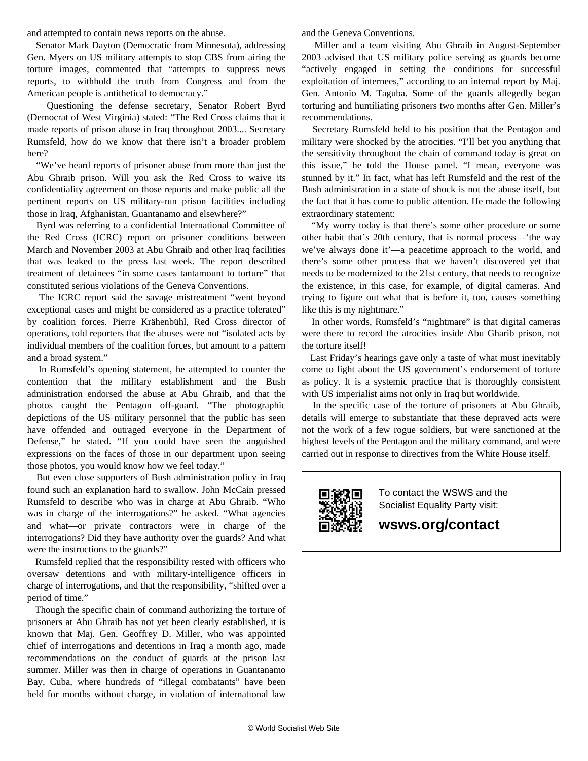and attempted to contain news reports on the abuse.

Senator Mark Dayton (Democratic from Minnesota), addressing Gen. Myers on US military attempts to stop CBS from airing the torture images, commented that "attempts to suppress news reports, to withhold the truth from Congress and from the American people is antithetical to democracy."

Questioning the defense secretary, Senator Robert Byrd (Democrat of West Virginia) stated: "The Red Cross claims that it made reports of prison abuse in Iraq throughout 2003.... Secretary Rumsfeld, how do we know that there isn't a broader problem here?

"We've heard reports of prisoner abuse from more than just the Abu Ghraib prison. Will you ask the Red Cross to waive its confidentiality agreement on those reports and make public all the pertinent reports on US military-run prison facilities including those in Iraq, Afghanistan, Guantanamo and elsewhere?"

Byrd was referring to a confidential International Committee of the Red Cross (ICRC) report on prisoner conditions between March and November 2003 at Abu Ghraib and other Iraq facilities that was leaked to the press last week. The report described treatment of detainees "in some cases tantamount to torture" that constituted serious violations of the Geneva Conventions.

The ICRC report said the savage mistreatment "went beyond exceptional cases and might be considered as a practice tolerated" by coalition forces. Pierre Krähenbühl, Red Cross director of operations, told reporters that the abuses were not "isolated acts by individual members of the coalition forces, but amount to a pattern and a broad system."

In Rumsfeld's opening statement, he attempted to counter the contention that the military establishment and the Bush administration endorsed the abuse at Abu Ghraib, and that the photos caught the Pentagon off-guard. "The photographic depictions of the US military personnel that the public has seen have offended and outraged everyone in the Department of Defense," he stated. "If you could have seen the anguished expressions on the faces of those in our department upon seeing those photos, you would know how we feel today."

But even close supporters of Bush administration policy in Iraq found such an explanation hard to swallow. John McCain pressed Rumsfeld to describe who was in charge at Abu Ghraib. "Who was in charge of the interrogations?" he asked. "What agencies and what—or private contractors were in charge of the interrogations? Did they have authority over the guards? And what were the instructions to the guards?"

Rumsfeld replied that the responsibility rested with officers who oversaw detentions and with military-intelligence officers in charge of interrogations, and that the responsibility, "shifted over a period of time."

Though the specific chain of command authorizing the torture of prisoners at Abu Ghraib has not yet been clearly established, it is known that Maj. Gen. Geoffrey D. Miller, who was appointed chief of interrogations and detentions in Iraq a month ago, made recommendations on the conduct of guards at the prison last summer. Miller was then in charge of operations in Guantanamo Bay, Cuba, where hundreds of "illegal combatants" have been held for months without charge, in violation of international law and the Geneva Conventions.

Miller and a team visiting Abu Ghraib in August-September 2003 advised that US military police serving as guards become "actively engaged in setting the conditions for successful exploitation of internees," according to an internal report by Maj. Gen. Antonio M. Taguba. Some of the guards allegedly began torturing and humiliating prisoners two months after Gen. Miller's recommendations.

Secretary Rumsfeld held to his position that the Pentagon and military were shocked by the atrocities. "I'll bet you anything that the sensitivity throughout the chain of command today is great on this issue," he told the House panel. "I mean, everyone was stunned by it." In fact, what has left Rumsfeld and the rest of the Bush administration in a state of shock is not the abuse itself, but the fact that it has come to public attention. He made the following extraordinary statement:

"My worry today is that there's some other procedure or some other habit that's 20th century, that is normal process—'the way we've always done it'—a peacetime approach to the world, and there's some other process that we haven't discovered yet that needs to be modernized to the 21st century, that needs to recognize the existence, in this case, for example, of digital cameras. And trying to figure out what that is before it, too, causes something like this is my nightmare."

In other words, Rumsfeld's "nightmare" is that digital cameras were there to record the atrocities inside Abu Gharib prison, not the torture itself!

Last Friday's hearings gave only a taste of what must inevitably come to light about the US government's endorsement of torture as policy. It is a systemic practice that is thoroughly consistent with US imperialist aims not only in Iraq but worldwide.

In the specific case of the torture of prisoners at Abu Ghraib, details will emerge to substantiate that these depraved acts were not the work of a few rogue soldiers, but were sanctioned at the highest levels of the Pentagon and the military command, and were carried out in response to directives from the White House itself.

To contact the WSWS and the Socialist Equality Party visit:

**wsws.org/contact**